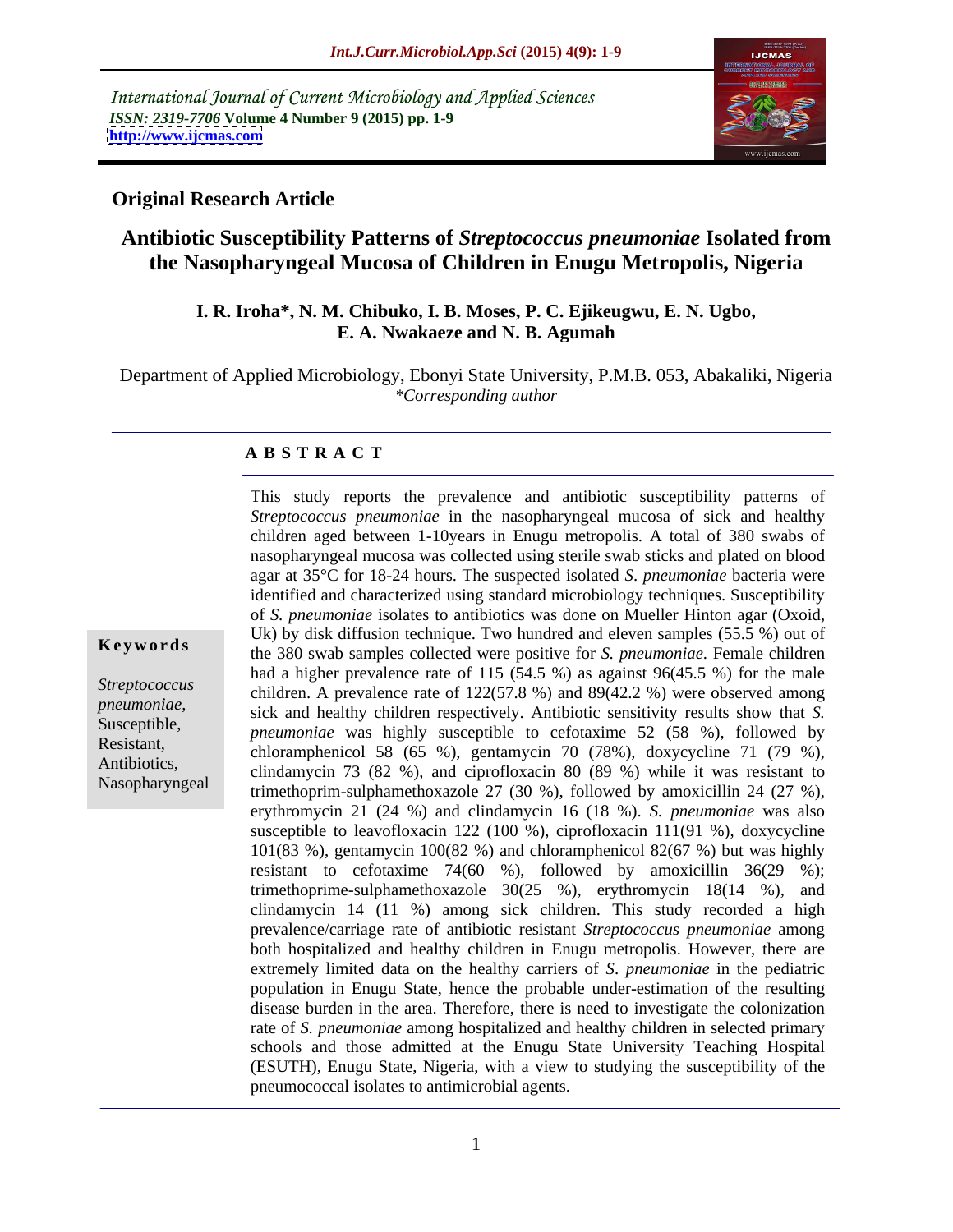International Journal of Current Microbiology and Applied Sciences
*ISSN: 2319-7706* **Volume 4 Number 9 (2015) pp. 1-9**
**http://www.ijcmas.com**

**Original Research Article**

# Antibiotic Susceptibility Patterns of *Streptococcus pneumoniae* Isolated from the Nasopharyngeal Mucosa of Children in Enugu Metropolis, Nigeria

**I. R. Iroha\*, N. M. Chibuko, I. B. Moses, P. C. Ejikeugwu, E. N. Ugbo, E. A. Nwakaeze and N. B. Agumah**

Department of Applied Microbiology, Ebonyi State University, P.M.B. 053, Abakaliki, Nigeria
*\*Corresponding author*

## ABSTRACT

**Keywords**

*Streptococcus pneumoniae*, Susceptible, Resistant, Antibiotics, Nasopharyngeal

This study reports the prevalence and antibiotic susceptibility patterns of *Streptococcus pneumoniae* in the nasopharyngeal mucosa of sick and healthy children aged between 1-10years in Enugu metropolis. A total of 380 swabs of nasopharyngeal mucosa was collected using sterile swab sticks and plated on blood agar at 35°C for 18-24 hours. The suspected isolated *S. pneumoniae* bacteria were identified and characterized using standard microbiology techniques. Susceptibility of *S. pneumoniae* isolates to antibiotics was done on Mueller Hinton agar (Oxoid, Uk) by disk diffusion technique. Two hundred and eleven samples (55.5 %) out of the 380 swab samples collected were positive for *S. pneumoniae*. Female children had a higher prevalence rate of 115 (54.5 %) as against 96(45.5 %) for the male children. A prevalence rate of 122(57.8 %) and 89(42.2 %) were observed among sick and healthy children respectively. Antibiotic sensitivity results show that *S. pneumoniae* was highly susceptible to cefotaxime 52 (58 %), followed by chloramphenicol 58 (65 %), gentamycin 70 (78%), doxycycline 71 (79 %), clindamycin 73 (82 %), and ciprofloxacin 80 (89 %) while it was resistant to trimethoprim-sulphamethoxazole 27 (30 %), followed by amoxicillin 24 (27 %), erythromycin 21 (24 %) and clindamycin 16 (18 %). *S. pneumoniae* was also susceptible to leavofloxacin 122 (100 %), ciprofloxacin 111(91 %), doxycycline 101(83 %), gentamycin 100(82 %) and chloramphenicol 82(67 %) but was highly resistant to cefotaxime 74(60 %), followed by amoxicillin 36(29 %); trimethoprime-sulphamethoxazole 30(25 %), erythromycin 18(14 %), and clindamycin 14 (11 %) among sick children. This study recorded a high prevalence/carriage rate of antibiotic resistant *Streptococcus pneumoniae* among both hospitalized and healthy children in Enugu metropolis. However, there are extremely limited data on the healthy carriers of *S. pneumoniae* in the pediatric population in Enugu State, hence the probable under-estimation of the resulting disease burden in the area. Therefore, there is need to investigate the colonization rate of *S. pneumoniae* among hospitalized and healthy children in selected primary schools and those admitted at the Enugu State University Teaching Hospital (ESUTH), Enugu State, Nigeria, with a view to studying the susceptibility of the pneumococcal isolates to antimicrobial agents.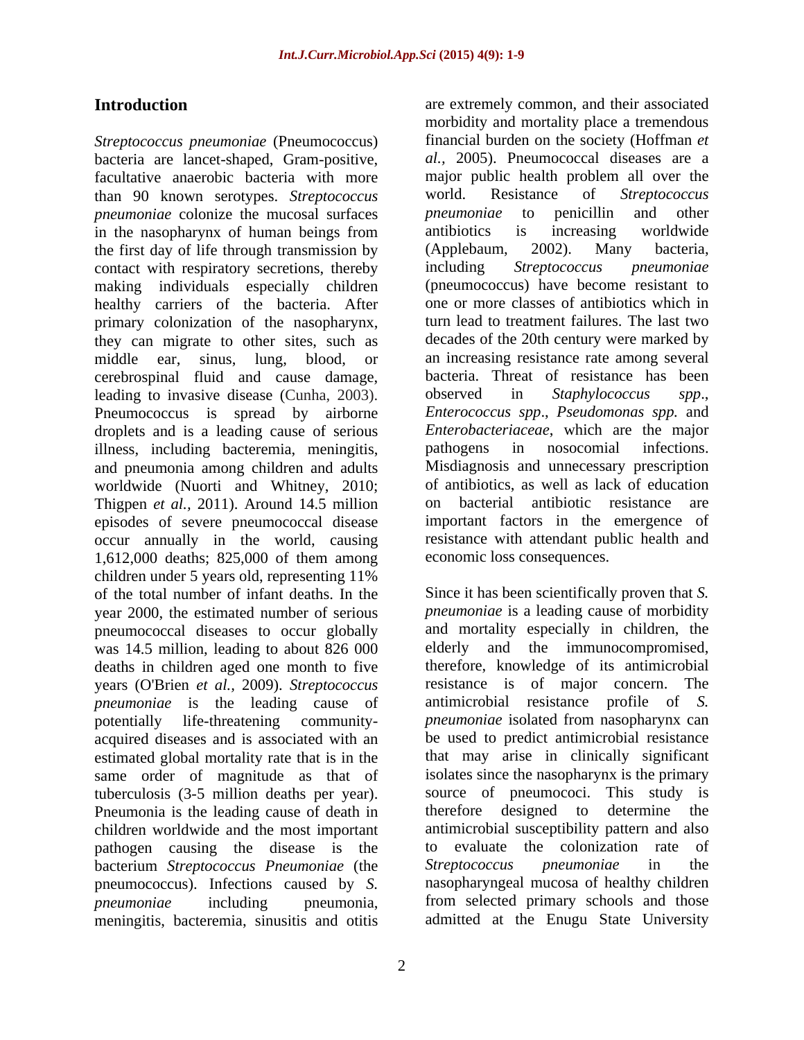## Introduction

*Streptococcus pneumoniae* (Pneumococcus) bacteria are lancet-shaped, Gram-positive, facultative anaerobic bacteria with more than 90 known serotypes. *Streptococcus pneumoniae* colonize the mucosal surfaces in the nasopharynx of human beings from the first day of life through transmission by contact with respiratory secretions, thereby making individuals especially children healthy carriers of the bacteria. After primary colonization of the nasopharynx, they can migrate to other sites, such as middle ear, sinus, lung, blood, or cerebrospinal fluid and cause damage, leading to invasive disease (Cunha, 2003). Pneumococcus is spread by airborne droplets and is a leading cause of serious illness, including bacteremia, meningitis, and pneumonia among children and adults worldwide (Nuorti and Whitney, 2010; Thigpen *et al.,* 2011). Around 14.5 million episodes of severe pneumococcal disease occur annually in the world, causing 1,612,000 deaths; 825,000 of them among children under 5 years old, representing 11% of the total number of infant deaths. In the year 2000, the estimated number of serious pneumococcal diseases to occur globally was 14.5 million, leading to about 826 000 deaths in children aged one month to five years (O'Brien *et al.,* 2009). *Streptococcus pneumoniae* is the leading cause of potentially life-threatening community-acquired diseases and is associated with an estimated global mortality rate that is in the same order of magnitude as that of tuberculosis (3-5 million deaths per year). Pneumonia is the leading cause of death in children worldwide and the most important pathogen causing the disease is the bacterium *Streptococcus Pneumoniae* (the pneumococcus). Infections caused by *S. pneumoniae* including pneumonia, meningitis, bacteremia, sinusitis and otitis are extremely common, and their associated morbidity and mortality place a tremendous financial burden on the society (Hoffman *et al.,* 2005). Pneumococcal diseases are a major public health problem all over the world. Resistance of *Streptococcus pneumoniae* to penicillin and other antibiotics is increasing worldwide (Applebaum, 2002). Many bacteria, including *Streptococcus pneumoniae* (pneumococcus) have become resistant to one or more classes of antibiotics which in turn lead to treatment failures. The last two decades of the 20th century were marked by an increasing resistance rate among several bacteria. Threat of resistance has been observed in *Staphylococcus spp*., *Enterococcus spp*., *Pseudomonas spp.* and *Enterobacteriaceae*, which are the major pathogens in nosocomial infections. Misdiagnosis and unnecessary prescription of antibiotics, as well as lack of education on bacterial antibiotic resistance are important factors in the emergence of resistance with attendant public health and economic loss consequences.

Since it has been scientifically proven that *S. pneumoniae* is a leading cause of morbidity and mortality especially in children, the elderly and the immunocompromised, therefore, knowledge of its antimicrobial resistance is of major concern. The antimicrobial resistance profile of *S. pneumoniae* isolated from nasopharynx can be used to predict antimicrobial resistance that may arise in clinically significant isolates since the nasopharynx is the primary source of pneumococi. This study is therefore designed to determine the antimicrobial susceptibility pattern and also to evaluate the colonization rate of *Streptococcus pneumoniae* in the nasopharyngeal mucosa of healthy children from selected primary schools and those admitted at the Enugu State University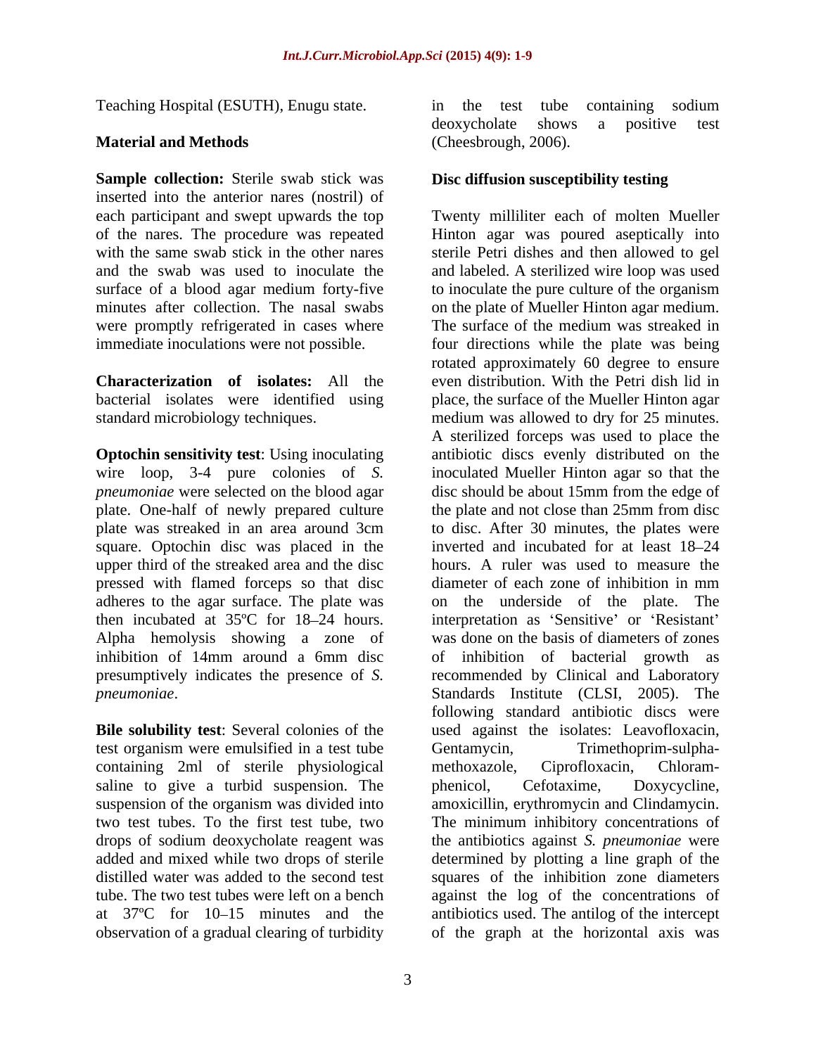Teaching Hospital (ESUTH), Enugu state.

## Material and Methods

**Sample collection:** Sterile swab stick was inserted into the anterior nares (nostril) of each participant and swept upwards the top of the nares. The procedure was repeated with the same swab stick in the other nares and the swab was used to inoculate the surface of a blood agar medium forty-five minutes after collection. The nasal swabs were promptly refrigerated in cases where immediate inoculations were not possible.

**Characterization of isolates:** All the bacterial isolates were identified using standard microbiology techniques.

**Optochin sensitivity test**: Using inoculating wire loop, 3-4 pure colonies of *S. pneumoniae* were selected on the blood agar plate. One-half of newly prepared culture plate was streaked in an area around 3cm square. Optochin disc was placed in the upper third of the streaked area and the disc pressed with flamed forceps so that disc adheres to the agar surface. The plate was then incubated at 35ºC for 18–24 hours. Alpha hemolysis showing a zone of inhibition of 14mm around a 6mm disc presumptively indicates the presence of *S. pneumoniae*.

**Bile solubility test**: Several colonies of the test organism were emulsified in a test tube containing 2ml of sterile physiological saline to give a turbid suspension. The suspension of the organism was divided into two test tubes. To the first test tube, two drops of sodium deoxycholate reagent was added and mixed while two drops of sterile distilled water was added to the second test tube. The two test tubes were left on a bench at 37ºC for 10–15 minutes and the observation of a gradual clearing of turbidity in the test tube containing sodium deoxycholate shows a positive test (Cheesbrough, 2006).

**Disc diffusion susceptibility testing**

Twenty milliliter each of molten Mueller Hinton agar was poured aseptically into sterile Petri dishes and then allowed to gel and labeled. A sterilized wire loop was used to inoculate the pure culture of the organism on the plate of Mueller Hinton agar medium. The surface of the medium was streaked in four directions while the plate was being rotated approximately 60 degree to ensure even distribution. With the Petri dish lid in place, the surface of the Mueller Hinton agar medium was allowed to dry for 25 minutes. A sterilized forceps was used to place the antibiotic discs evenly distributed on the inoculated Mueller Hinton agar so that the disc should be about 15mm from the edge of the plate and not close than 25mm from disc to disc. After 30 minutes, the plates were inverted and incubated for at least 18–24 hours. A ruler was used to measure the diameter of each zone of inhibition in mm on the underside of the plate. The interpretation as 'Sensitive' or 'Resistant' was done on the basis of diameters of zones of inhibition of bacterial growth as recommended by Clinical and Laboratory Standards Institute (CLSI, 2005). The following standard antibiotic discs were used against the isolates: Leavofloxacin, Gentamycin, Trimethoprim-sulphamethoxazole, Ciprofloxacin, Chloramphenicol, Cefotaxime, Doxycycline, amoxicillin, erythromycin and Clindamycin. The minimum inhibitory concentrations of the antibiotics against *S. pneumoniae* were determined by plotting a line graph of the squares of the inhibition zone diameters against the log of the concentrations of antibiotics used. The antilog of the intercept of the graph at the horizontal axis was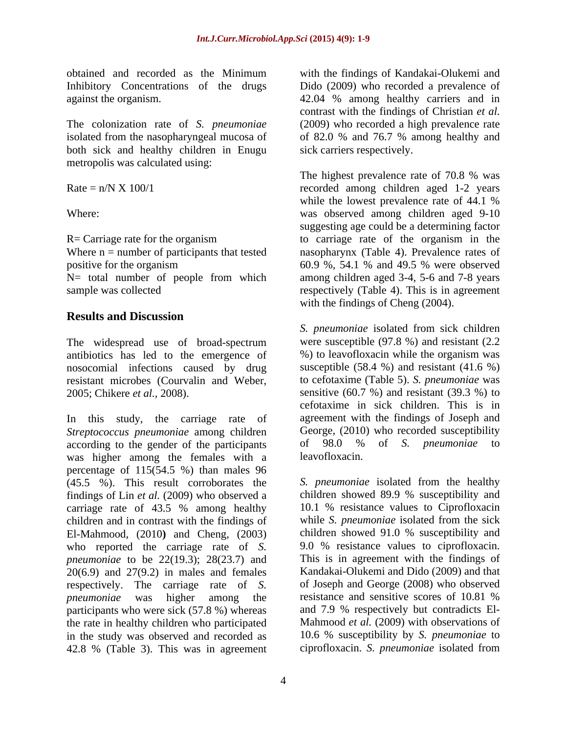obtained and recorded as the Minimum Inhibitory Concentrations of the drugs against the organism.

The colonization rate of *S. pneumoniae* isolated from the nasopharyngeal mucosa of both sick and healthy children in Enugu metropolis was calculated using:

Rate = n/N X 100/1

Where:

R= Carriage rate for the organism
Where n = number of participants that tested positive for the organism
N= total number of people from which sample was collected

## Results and Discussion

The widespread use of broad-spectrum antibiotics has led to the emergence of nosocomial infections caused by drug resistant microbes (Courvalin and Weber, 2005; Chikere *et al.,* 2008).

In this study, the carriage rate of *Streptococcus pneumoniae* among children according to the gender of the participants was higher among the females with a percentage of 115(54.5 %) than males 96 (45.5 %). This result corroborates the findings of Lin *et al.* (2009) who observed a carriage rate of 43.5 % among healthy children and in contrast with the findings of El-Mahmood, (2010**)** and Cheng, (2003) who reported the carriage rate of *S. pneumoniae* to be 22(19.3); 28(23.7) and 20(6.9) and 27(9.2) in males and females respectively. The carriage rate of *S. pneumoniae* was higher among the participants who were sick (57.8 %) whereas the rate in healthy children who participated in the study was observed and recorded as 42.8 % (Table 3). This was in agreement with the findings of Kandakai-Olukemi and Dido (2009) who recorded a prevalence of 42.04 % among healthy carriers and in contrast with the findings of Christian *et al.* (2009) who recorded a high prevalence rate of 82.0 % and 76.7 % among healthy and sick carriers respectively.

The highest prevalence rate of 70.8 % was recorded among children aged 1-2 years while the lowest prevalence rate of 44.1 % was observed among children aged 9-10 suggesting age could be a determining factor to carriage rate of the organism in the nasopharynx (Table 4). Prevalence rates of 60.9 %, 54.1 % and 49.5 % were observed among children aged 3-4, 5-6 and 7-8 years respectively (Table 4). This is in agreement with the findings of Cheng (2004).

*S. pneumoniae* isolated from sick children were susceptible (97.8 %) and resistant (2.2 %) to leavofloxacin while the organism was susceptible (58.4 %) and resistant (41.6 %) to cefotaxime (Table 5). *S. pneumoniae* was sensitive (60.7 %) and resistant (39.3 %) to cefotaxime in sick children. This is in agreement with the findings of Joseph and George, (2010) who recorded susceptibility of 98.0 % of *S. pneumoniae* to leavofloxacin.

*S. pneumoniae* isolated from the healthy children showed 89.9 % susceptibility and 10.1 % resistance values to Ciprofloxacin while *S. pneumoniae* isolated from the sick children showed 91.0 % susceptibility and 9.0 % resistance values to ciprofloxacin. This is in agreement with the findings of Kandakai-Olukemi and Dido (2009) and that of Joseph and George (2008) who observed resistance and sensitive scores of 10.81 % and 7.9 % respectively but contradicts El-Mahmood *et al.* (2009) with observations of 10.6 % susceptibility by *S. pneumoniae* to ciprofloxacin. *S. pneumoniae* isolated from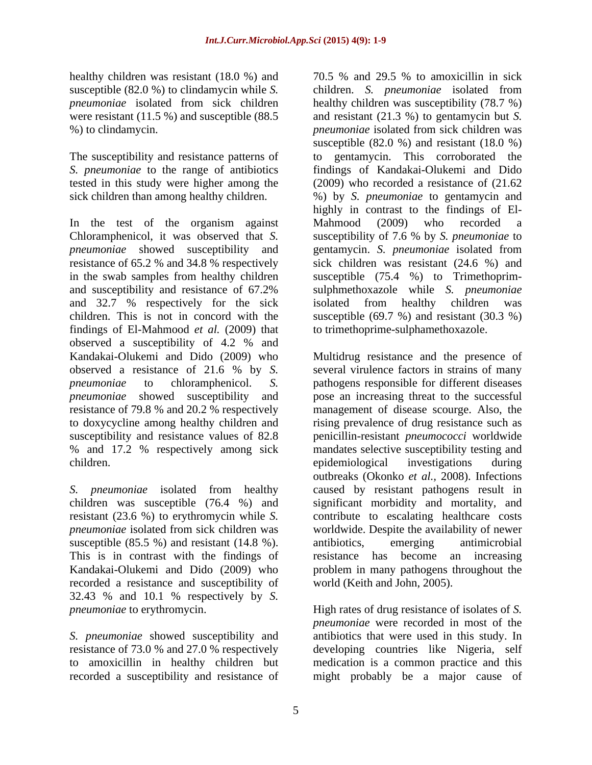healthy children was resistant (18.0 %) and susceptible (82.0 %) to clindamycin while *S. pneumoniae* isolated from sick children were resistant (11.5 %) and susceptible (88.5 %) to clindamycin.

The susceptibility and resistance patterns of *S. pneumoniae* to the range of antibiotics tested in this study were higher among the sick children than among healthy children.

In the test of the organism against Chloramphenicol, it was observed that *S. pneumoniae* showed susceptibility and resistance of 65.2 % and 34.8 % respectively in the swab samples from healthy children and susceptibility and resistance of 67.2% and 32.7 % respectively for the sick children. This is not in concord with the findings of El-Mahmood *et al.* (2009) that observed a susceptibility of 4.2 % and Kandakai-Olukemi and Dido (2009) who observed a resistance of 21.6 % by *S. pneumoniae* to chloramphenicol. *S. pneumoniae* showed susceptibility and resistance of 79.8 % and 20.2 % respectively to doxycycline among healthy children and susceptibility and resistance values of 82.8 % and 17.2 % respectively among sick children.

*S. pneumoniae* isolated from healthy children was susceptible (76.4 %) and resistant (23.6 %) to erythromycin while *S. pneumoniae* isolated from sick children was susceptible (85.5 %) and resistant (14.8 %). This is in contrast with the findings of Kandakai-Olukemi and Dido (2009) who recorded a resistance and susceptibility of 32.43 % and 10.1 % respectively by *S. pneumoniae* to erythromycin.

*S. pneumoniae* showed susceptibility and resistance of 73.0 % and 27.0 % respectively to amoxicillin in healthy children but recorded a susceptibility and resistance of 70.5 % and 29.5 % to amoxicillin in sick children. *S. pneumoniae* isolated from healthy children was susceptibility (78.7 %) and resistant (21.3 %) to gentamycin but *S. pneumoniae* isolated from sick children was susceptible (82.0 %) and resistant (18.0 %) to gentamycin. This corroborated the findings of Kandakai-Olukemi and Dido (2009) who recorded a resistance of (21.62 %) by *S. pneumoniae* to gentamycin and highly in contrast to the findings of El-Mahmood (2009) who recorded a susceptibility of 7.6 % by *S. pneumoniae* to gentamycin. *S. pneumoniae* isolated from sick children was resistant (24.6 %) and susceptible (75.4 %) to Trimethoprim-sulphmethoxazole while *S. pneumoniae* isolated from healthy children was susceptible (69.7 %) and resistant (30.3 %) to trimethoprime-sulphamethoxazole.

Multidrug resistance and the presence of several virulence factors in strains of many pathogens responsible for different diseases pose an increasing threat to the successful management of disease scourge. Also, the rising prevalence of drug resistance such as penicillin-resistant *pneumococci* worldwide mandates selective susceptibility testing and epidemiological investigations during outbreaks (Okonko *et al.,* 2008). Infections caused by resistant pathogens result in significant morbidity and mortality, and contribute to escalating healthcare costs worldwide. Despite the availability of newer antibiotics, emerging antimicrobial resistance has become an increasing problem in many pathogens throughout the world (Keith and John, 2005).

High rates of drug resistance of isolates of *S. pneumoniae* were recorded in most of the antibiotics that were used in this study. In developing countries like Nigeria, self medication is a common practice and this might probably be a major cause of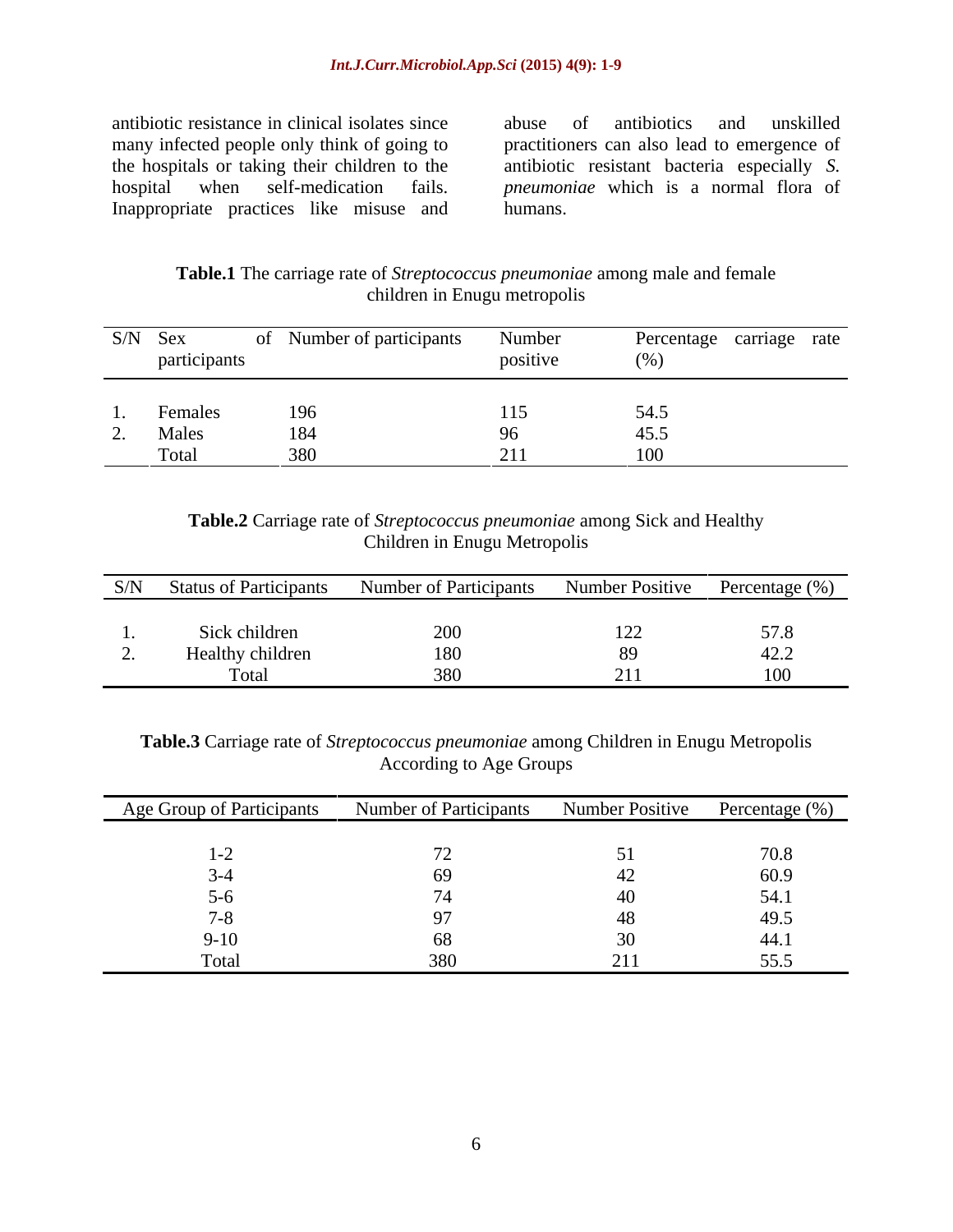antibiotic resistance in clinical isolates since many infected people only think of going to the hospitals or taking their children to the hospital when self-medication fails. Inappropriate practices like misuse and abuse of antibiotics and unskilled practitioners can also lead to emergence of antibiotic resistant bacteria especially *S. pneumoniae* which is a normal flora of humans.

**Table.1** The carriage rate of *Streptococcus pneumoniae* among male and female children in Enugu metropolis

| S/N | Sex of participants | Number of participants | Number positive | Percentage carriage rate (%) |
|---|---|---|---|---|
| 1. | Females | 196 | 115 | 54.5 |
| 2. | Males | 184 | 96 | 45.5 |
| | Total | 380 | 211 | 100 |

**Table.2** Carriage rate of *Streptococcus pneumoniae* among Sick and Healthy Children in Enugu Metropolis

| S/N | Status of Participants | Number of Participants | Number Positive | Percentage (%) |
|---|---|---|---|---|
| 1. | Sick children | 200 | 122 | 57.8 |
| 2. | Healthy children | 180 | 89 | 42.2 |
| | Total | 380 | 211 | 100 |

**Table.3** Carriage rate of *Streptococcus pneumoniae* among Children in Enugu Metropolis According to Age Groups

| Age Group of Participants | Number of Participants | Number Positive | Percentage (%) |
|---|---|---|---|
| 1-2 | 72 | 51 | 70.8 |
| 3-4 | 69 | 42 | 60.9 |
| 5-6 | 74 | 40 | 54.1 |
| 7-8 | 97 | 48 | 49.5 |
| 9-10 | 68 | 30 | 44.1 |
| Total | 380 | 211 | 55.5 |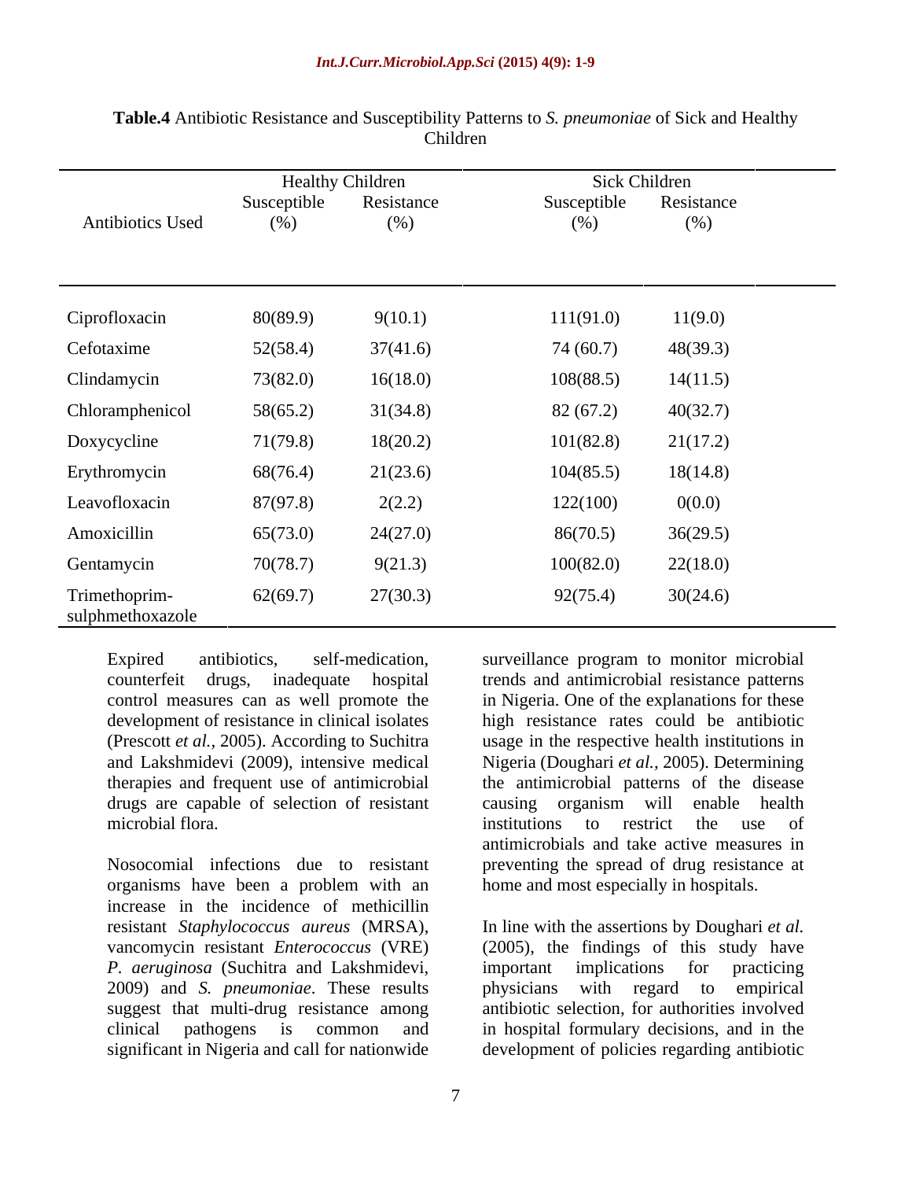**Table.4** Antibiotic Resistance and Susceptibility Patterns to *S. pneumoniae* of Sick and Healthy Children

| Antibiotics Used | Healthy Children | | Sick Children | |
|---|---|---|---|---|
| | Susceptible (%) | Resistance (%) | Susceptible (%) | Resistance (%) |
| Ciprofloxacin | 80(89.9) | 9(10.1) | 111(91.0) | 11(9.0) |
| Cefotaxime | 52(58.4) | 37(41.6) | 74 (60.7) | 48(39.3) |
| Clindamycin | 73(82.0) | 16(18.0) | 108(88.5) | 14(11.5) |
| Chloramphenicol | 58(65.2) | 31(34.8) | 82 (67.2) | 40(32.7) |
| Doxycycline | 71(79.8) | 18(20.2) | 101(82.8) | 21(17.2) |
| Erythromycin | 68(76.4) | 21(23.6) | 104(85.5) | 18(14.8) |
| Leavofloxacin | 87(97.8) | 2(2.2) | 122(100) | 0(0.0) |
| Amoxicillin | 65(73.0) | 24(27.0) | 86(70.5) | 36(29.5) |
| Gentamycin | 70(78.7) | 9(21.3) | 100(82.0) | 22(18.0) |
| Trimethoprim-sulphmethoxazole | 62(69.7) | 27(30.3) | 92(75.4) | 30(24.6) |

Expired antibiotics, self-medication, counterfeit drugs, inadequate hospital control measures can as well promote the development of resistance in clinical isolates (Prescott *et al.*, 2005). According to Suchitra and Lakshmidevi (2009), intensive medical therapies and frequent use of antimicrobial drugs are capable of selection of resistant microbial flora.

Nosocomial infections due to resistant organisms have been a problem with an increase in the incidence of methicillin resistant *Staphylococcus aureus* (MRSA), vancomycin resistant *Enterococcus* (VRE) *P. aeruginosa* (Suchitra and Lakshmidevi, 2009) and *S. pneumoniae*. These results suggest that multi-drug resistance among clinical pathogens is common and significant in Nigeria and call for nationwide surveillance program to monitor microbial trends and antimicrobial resistance patterns in Nigeria. One of the explanations for these high resistance rates could be antibiotic usage in the respective health institutions in Nigeria (Doughari *et al.*, 2005). Determining the antimicrobial patterns of the disease causing organism will enable health institutions to restrict the use of antimicrobials and take active measures in preventing the spread of drug resistance at home and most especially in hospitals.

In line with the assertions by Doughari *et al.* (2005), the findings of this study have important implications for practicing physicians with regard to empirical antibiotic selection, for authorities involved in hospital formulary decisions, and in the development of policies regarding antibiotic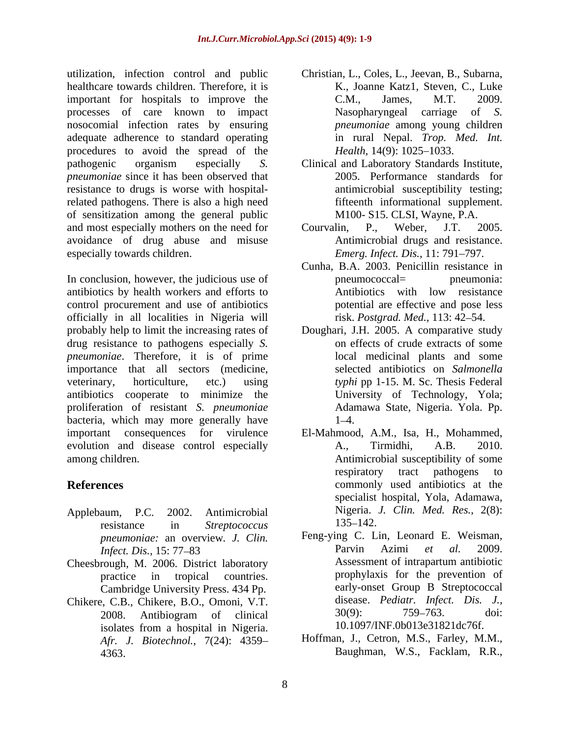utilization, infection control and public healthcare towards children. Therefore, it is important for hospitals to improve the processes of care known to impact nosocomial infection rates by ensuring adequate adherence to standard operating procedures to avoid the spread of the pathogenic organism especially *S. pneumoniae* since it has been observed that resistance to drugs is worse with hospital-related pathogens. There is also a high need of sensitization among the general public and most especially mothers on the need for avoidance of drug abuse and misuse especially towards children.

In conclusion, however, the judicious use of antibiotics by health workers and efforts to control procurement and use of antibiotics officially in all localities in Nigeria will probably help to limit the increasing rates of drug resistance to pathogens especially *S. pneumoniae*. Therefore, it is of prime importance that all sectors (medicine, veterinary, horticulture, etc.) using antibiotics cooperate to minimize the proliferation of resistant *S. pneumoniae* bacteria, which may more generally have important consequences for virulence evolution and disease control especially among children.

## References

Applebaum, P.C. 2002. Antimicrobial resistance in *Streptococcus pneumoniae:* an overview. *J. Clin. Infect. Dis.,* 15: 77–83

Cheesbrough, M. 2006. District laboratory practice in tropical countries. Cambridge University Press. 434 Pp.

Chikere, C.B., Chikere, B.O., Omoni, V.T. 2008. Antibiogram of clinical isolates from a hospital in Nigeria. *Afr. J. Biotechnol.,* 7(24): 4359–4363.

Christian, L., Coles, L., Jeevan, B., Subarna, K., Joanne Katz1, Steven, C., Luke C.M., James, M.T. 2009. Nasopharyngeal carriage of *S. pneumoniae* among young children in rural Nepal. *Trop. Med. Int. Health,* 14(9): 1025–1033.

Clinical and Laboratory Standards Institute, 2005. Performance standards for antimicrobial susceptibility testing; fifteenth informational supplement. M100- S15. CLSI, Wayne, P.A.

Courvalin, P., Weber, J.T. 2005. Antimicrobial drugs and resistance. *Emerg. Infect. Dis.,* 11: 791–797.

Cunha, B.A. 2003. Penicillin resistance in pneumococcal= pneumonia: Antibiotics with low resistance potential are effective and pose less risk. *Postgrad. Med.,* 113: 42–54.

Doughari, J.H. 2005. A comparative study on effects of crude extracts of some local medicinal plants and some selected antibiotics on *Salmonella typhi* pp 1-15. M. Sc. Thesis Federal University of Technology, Yola; Adamawa State, Nigeria. Yola. Pp. 1–4.

El-Mahmood, A.M., Isa, H., Mohammed, A., Tirmidhi, A.B. 2010. Antimicrobial susceptibility of some respiratory tract pathogens to commonly used antibiotics at the specialist hospital, Yola, Adamawa, Nigeria. *J. Clin. Med. Res.,* 2(8): 135–142.

Feng-ying C. Lin, Leonard E. Weisman, Parvin Azimi *et al.* 2009. Assessment of intrapartum antibiotic prophylaxis for the prevention of early-onset Group B Streptococcal disease. *Pediatr. Infect. Dis. J.,* 30(9): 759–763. doi: 10.1097/INF.0b013e31821dc76f.

Hoffman, J., Cetron, M.S., Farley, M.M., Baughman, W.S., Facklam, R.R.,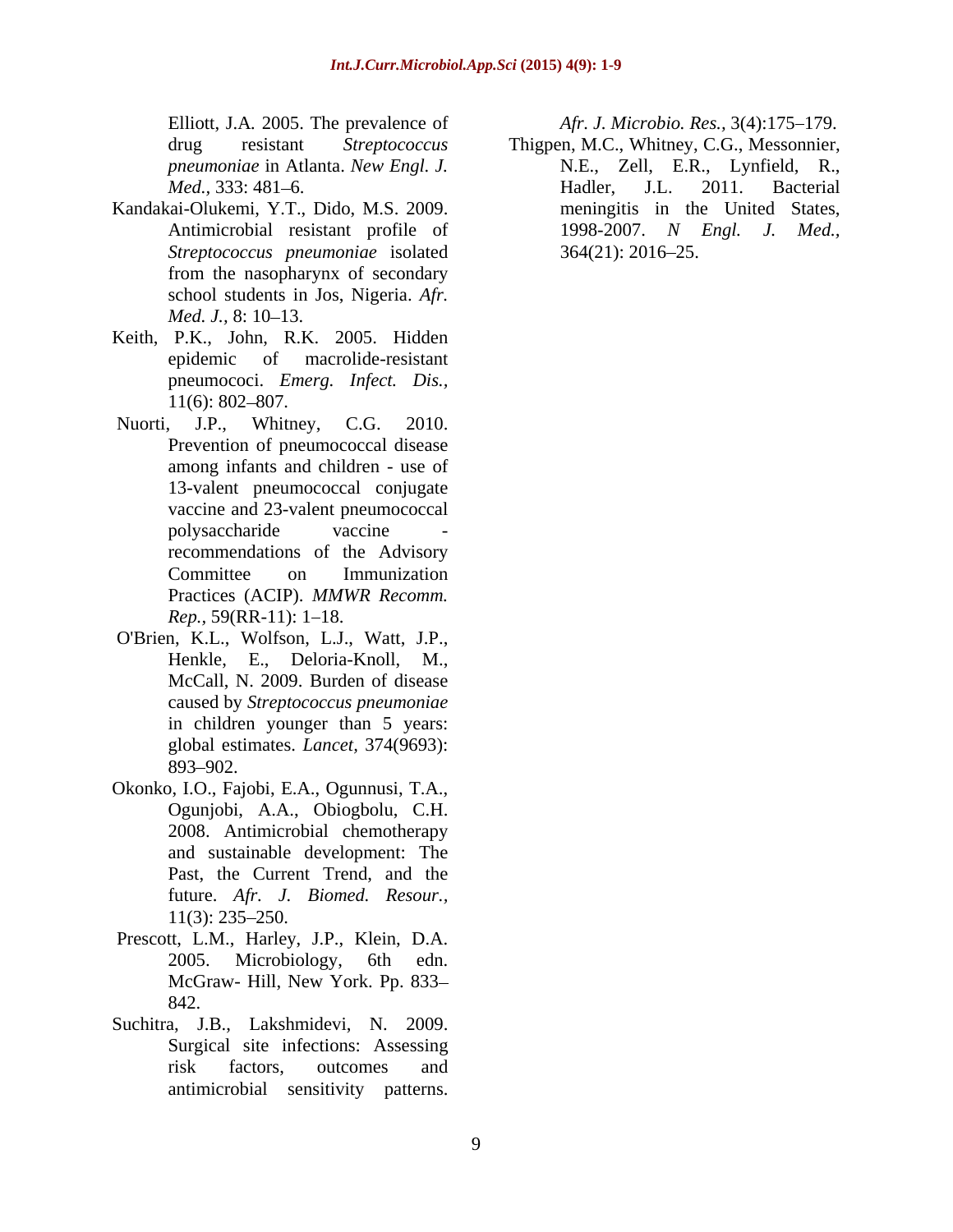Elliott, J.A. 2005. The prevalence of drug resistant *Streptococcus pneumoniae* in Atlanta. *New Engl. J. Med.*, 333: 481–6.

Kandakai-Olukemi, Y.T., Dido, M.S. 2009. Antimicrobial resistant profile of *Streptococcus pneumoniae* isolated from the nasopharynx of secondary school students in Jos, Nigeria. *Afr. Med. J.,* 8: 10–13.

Keith, P.K., John, R.K. 2005. Hidden epidemic of macrolide-resistant pneumococi. *Emerg. Infect. Dis.*, 11(6): 802–807.

Nuorti, J.P., Whitney, C.G. 2010. Prevention of pneumococcal disease among infants and children - use of 13-valent pneumococcal conjugate vaccine and 23-valent pneumococcal polysaccharide vaccine - recommendations of the Advisory Committee on Immunization Practices (ACIP). *MMWR Recomm. Rep.*, 59(RR-11): 1–18.

O'Brien, K.L., Wolfson, L.J., Watt, J.P., Henkle, E., Deloria-Knoll, M., McCall, N. 2009. Burden of disease caused by *Streptococcus pneumoniae* in children younger than 5 years: global estimates. *Lancet*, 374(9693): 893–902.

Okonko, I.O., Fajobi, E.A., Ogunnusi, T.A., Ogunjobi, A.A., Obiogbolu, C.H. 2008. Antimicrobial chemotherapy and sustainable development: The Past, the Current Trend, and the future. *Afr. J. Biomed. Resour.*, 11(3): 235–250.

Prescott, L.M., Harley, J.P., Klein, D.A. 2005. Microbiology, 6th edn. McGraw- Hill, New York. Pp. 833–842.

Suchitra, J.B., Lakshmidevi, N. 2009. Surgical site infections: Assessing risk factors, outcomes and antimicrobial sensitivity patterns. *Afr. J. Microbio. Res.*, 3(4):175–179.

Thigpen, M.C., Whitney, C.G., Messonnier, N.E., Zell, E.R., Lynfield, R., Hadler, J.L. 2011. Bacterial meningitis in the United States, 1998-2007. *N Engl. J. Med.*, 364(21): 2016–25.